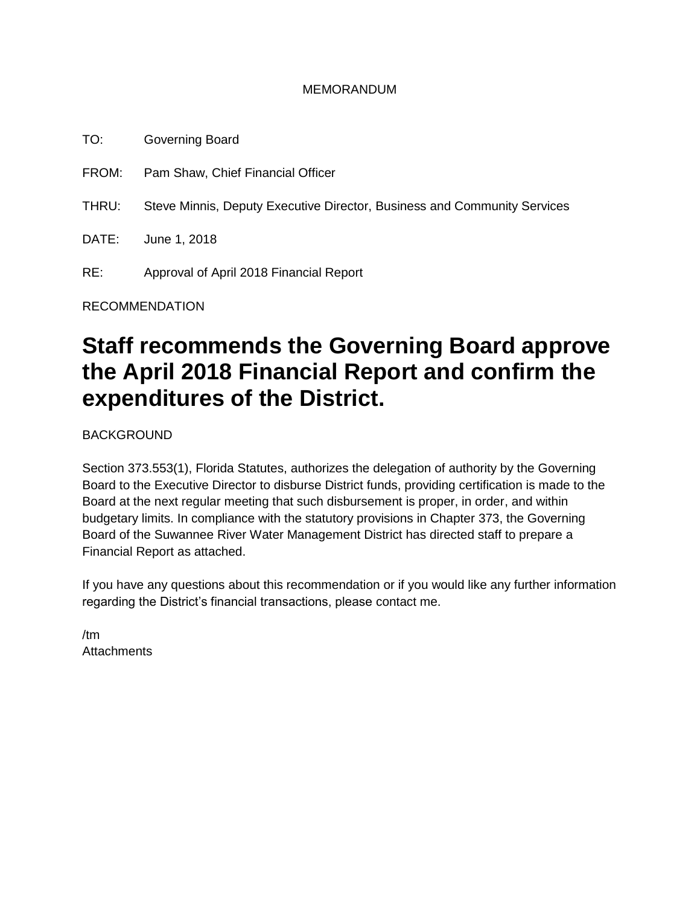MEMORANDUM

TO: Governing Board

FROM: Pam Shaw, Chief Financial Officer

THRU: Steve Minnis, Deputy Executive Director, Business and Community Services

DATE: June 1, 2018

RE: Approval of April 2018 Financial Report

RECOMMENDATION

# Staff recommends the Governing Board approve the April 2018 Financial Report and confirm the expenditures of the District.

BACKGROUND

Section 373.553(1), Florida Statutes, authorizes the delegation of authority by the Governing Board to the Executive Director to disburse District funds, providing certification is made to the Board at the next regular meeting that such disbursement is proper, in order, and within budgetary limits. In compliance with the statutory provisions in Chapter 373, the Governing Board of the Suwannee River Water Management District has directed staff to prepare a Financial Report as attached.

If you have any questions about this recommendation or if you would like any further information regarding the District's financial transactions, please contact me.

/tm
Attachments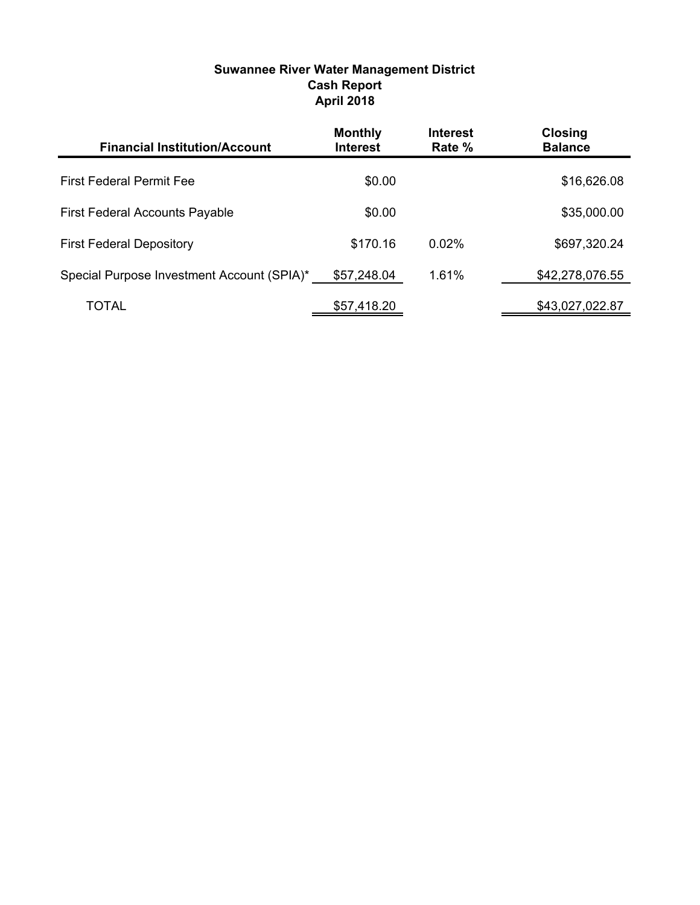**Suwannee River Water Management District**
**Cash Report**
**April 2018**

| Financial Institution/Account | Monthly Interest | Interest Rate % | Closing Balance |
|---|---|---|---|
| First Federal Permit Fee | $0.00 | | $16,626.08 |
| First Federal Accounts Payable | $0.00 | | $35,000.00 |
| First Federal Depository | $170.16 | 0.02% | $697,320.24 |
| Special Purpose Investment Account (SPIA)* | $57,248.04 | 1.61% | $42,278,076.55 |
| TOTAL | $57,418.20 | | $43,027,022.87 |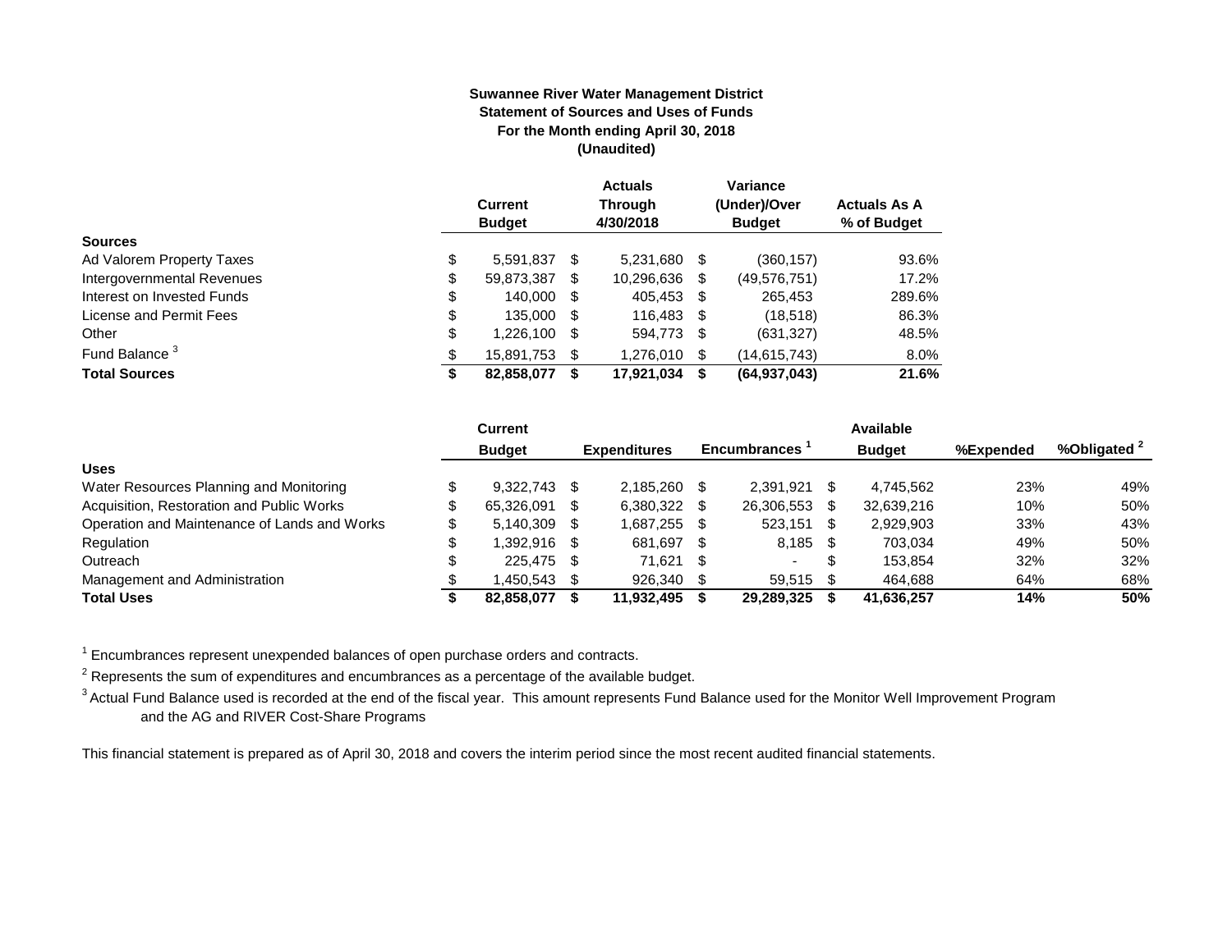**Suwannee River Water Management District**
**Statement of Sources and Uses of Funds**
**For the Month ending April 30, 2018**
**(Unaudited)**

| | Current Budget | Actuals Through 4/30/2018 | Variance (Under)/Over Budget | Actuals As A % of Budget |
|---|---|---|---|---|
| **Sources** | | | | |
| Ad Valorem Property Taxes | $ 5,591,837 | $ 5,231,680 | $ (360,157) | 93.6% |
| Intergovernmental Revenues | $ 59,873,387 | $ 10,296,636 | $ (49,576,751) | 17.2% |
| Interest on Invested Funds | $ 140,000 | $ 405,453 | $ 265,453 | 289.6% |
| License and Permit Fees | $ 135,000 | $ 116,483 | $ (18,518) | 86.3% |
| Other | $ 1,226,100 | $ 594,773 | $ (631,327) | 48.5% |
| Fund Balance [3] | $ 15,891,753 | $ 1,276,010 | $ (14,615,743) | 8.0% |
| **Total Sources** | **$ 82,858,077** | **$ 17,921,034** | **$ (64,937,043)** | **21.6%** |

| | Current Budget | Expenditures | Encumbrances [1] | Available Budget | %Expended | %Obligated [2] |
|---|---|---|---|---|---|---|
| **Uses** | | | | | | |
| Water Resources Planning and Monitoring | $ 9,322,743 | $ 2,185,260 | $ 2,391,921 | $ 4,745,562 | 23% | 49% |
| Acquisition, Restoration and Public Works | $ 65,326,091 | $ 6,380,322 | $ 26,306,553 | $ 32,639,216 | 10% | 50% |
| Operation and Maintenance of Lands and Works | $ 5,140,309 | $ 1,687,255 | $ 523,151 | $ 2,929,903 | 33% | 43% |
| Regulation | $ 1,392,916 | $ 681,697 | $ 8,185 | $ 703,034 | 49% | 50% |
| Outreach | $ 225,475 | $ 71,621 | $ - | $ 153,854 | 32% | 32% |
| Management and Administration | $ 1,450,543 | $ 926,340 | $ 59,515 | $ 464,688 | 64% | 68% |
| **Total Uses** | **$ 82,858,077** | **$ 11,932,495** | **$ 29,289,325** | **$ 41,636,257** | **14%** | **50%** |

[1] Encumbrances represent unexpended balances of open purchase orders and contracts.

[2] Represents the sum of expenditures and encumbrances as a percentage of the available budget.

[3] Actual Fund Balance used is recorded at the end of the fiscal year. This amount represents Fund Balance used for the Monitor Well Improvement Program and the AG and RIVER Cost-Share Programs

This financial statement is prepared as of April 30, 2018 and covers the interim period since the most recent audited financial statements.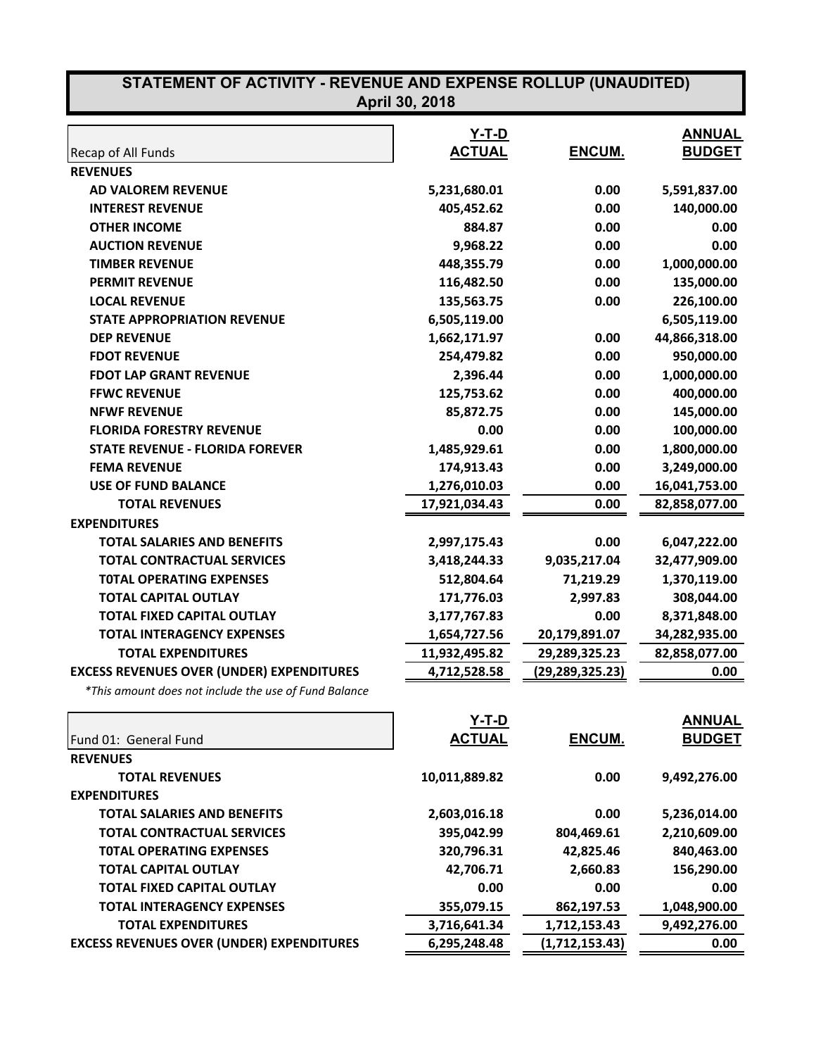# STATEMENT OF ACTIVITY - REVENUE AND EXPENSE ROLLUP (UNAUDITED)
## April 30, 2018

| Recap of All Funds | Y-T-D ACTUAL | ENCUM. | ANNUAL BUDGET |
|---|---|---|---|
| **REVENUES** | | | |
| **AD VALOREM REVENUE** | 5,231,680.01 | 0.00 | 5,591,837.00 |
| **INTEREST REVENUE** | 405,452.62 | 0.00 | 140,000.00 |
| **OTHER INCOME** | 884.87 | 0.00 | 0.00 |
| **AUCTION REVENUE** | 9,968.22 | 0.00 | 0.00 |
| **TIMBER REVENUE** | 448,355.79 | 0.00 | 1,000,000.00 |
| **PERMIT REVENUE** | 116,482.50 | 0.00 | 135,000.00 |
| **LOCAL REVENUE** | 135,563.75 | 0.00 | 226,100.00 |
| **STATE APPROPRIATION REVENUE** | 6,505,119.00 | | 6,505,119.00 |
| **DEP REVENUE** | 1,662,171.97 | 0.00 | 44,866,318.00 |
| **FDOT REVENUE** | 254,479.82 | 0.00 | 950,000.00 |
| **FDOT LAP GRANT REVENUE** | 2,396.44 | 0.00 | 1,000,000.00 |
| **FFWC REVENUE** | 125,753.62 | 0.00 | 400,000.00 |
| **NFWF REVENUE** | 85,872.75 | 0.00 | 145,000.00 |
| **FLORIDA FORESTRY REVENUE** | 0.00 | 0.00 | 100,000.00 |
| **STATE REVENUE - FLORIDA FOREVER** | 1,485,929.61 | 0.00 | 1,800,000.00 |
| **FEMA REVENUE** | 174,913.43 | 0.00 | 3,249,000.00 |
| **USE OF FUND BALANCE** | 1,276,010.03 | 0.00 | 16,041,753.00 |
| **TOTAL REVENUES** | 17,921,034.43 | 0.00 | 82,858,077.00 |
| **EXPENDITURES** | | | |
| **TOTAL SALARIES AND BENEFITS** | 2,997,175.43 | 0.00 | 6,047,222.00 |
| **TOTAL CONTRACTUAL SERVICES** | 3,418,244.33 | 9,035,217.04 | 32,477,909.00 |
| **T0TAL OPERATING EXPENSES** | 512,804.64 | 71,219.29 | 1,370,119.00 |
| **TOTAL CAPITAL OUTLAY** | 171,776.03 | 2,997.83 | 308,044.00 |
| **TOTAL FIXED CAPITAL OUTLAY** | 3,177,767.83 | 0.00 | 8,371,848.00 |
| **TOTAL INTERAGENCY EXPENSES** | 1,654,727.56 | 20,179,891.07 | 34,282,935.00 |
| **TOTAL EXPENDITURES** | 11,932,495.82 | 29,289,325.23 | 82,858,077.00 |
| **EXCESS REVENUES OVER (UNDER) EXPENDITURES** | 4,712,528.58 | (29,289,325.23) | 0.00 |

*\*This amount does not include the use of Fund Balance*

| Fund 01: General Fund | Y-T-D ACTUAL | ENCUM. | ANNUAL BUDGET |
|---|---|---|---|
| **REVENUES** | | | |
| **TOTAL REVENUES** | 10,011,889.82 | 0.00 | 9,492,276.00 |
| **EXPENDITURES** | | | |
| **TOTAL SALARIES AND BENEFITS** | 2,603,016.18 | 0.00 | 5,236,014.00 |
| **TOTAL CONTRACTUAL SERVICES** | 395,042.99 | 804,469.61 | 2,210,609.00 |
| **T0TAL OPERATING EXPENSES** | 320,796.31 | 42,825.46 | 840,463.00 |
| **TOTAL CAPITAL OUTLAY** | 42,706.71 | 2,660.83 | 156,290.00 |
| **TOTAL FIXED CAPITAL OUTLAY** | 0.00 | 0.00 | 0.00 |
| **TOTAL INTERAGENCY EXPENSES** | 355,079.15 | 862,197.53 | 1,048,900.00 |
| **TOTAL EXPENDITURES** | 3,716,641.34 | 1,712,153.43 | 9,492,276.00 |
| **EXCESS REVENUES OVER (UNDER) EXPENDITURES** | 6,295,248.48 | (1,712,153.43) | 0.00 |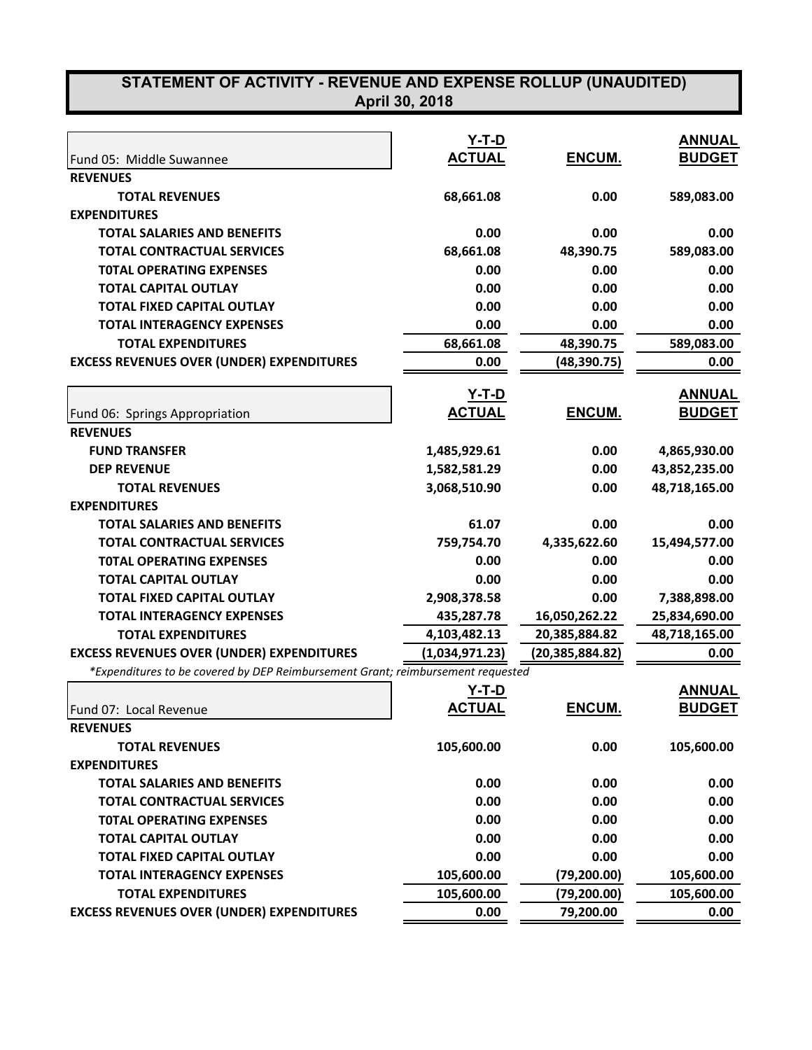# STATEMENT OF ACTIVITY - REVENUE AND EXPENSE ROLLUP (UNAUDITED)
## April 30, 2018

| Fund 05: Middle Suwannee | Y-T-D ACTUAL | ENCUM. | ANNUAL BUDGET |
|---|---|---|---|
| **REVENUES** | | | |
| **TOTAL REVENUES** | **68,661.08** | **0.00** | **589,083.00** |
| **EXPENDITURES** | | | |
| **TOTAL SALARIES AND BENEFITS** | **0.00** | **0.00** | **0.00** |
| **TOTAL CONTRACTUAL SERVICES** | **68,661.08** | **48,390.75** | **589,083.00** |
| **T0TAL OPERATING EXPENSES** | **0.00** | **0.00** | **0.00** |
| **TOTAL CAPITAL OUTLAY** | **0.00** | **0.00** | **0.00** |
| **TOTAL FIXED CAPITAL OUTLAY** | **0.00** | **0.00** | **0.00** |
| **TOTAL INTERAGENCY EXPENSES** | **0.00** | **0.00** | **0.00** |
| **TOTAL EXPENDITURES** | **68,661.08** | **48,390.75** | **589,083.00** |
| **EXCESS REVENUES OVER (UNDER) EXPENDITURES** | **0.00** | **(48,390.75)** | **0.00** |

| Fund 06: Springs Appropriation | Y-T-D ACTUAL | ENCUM. | ANNUAL BUDGET |
|---|---|---|---|
| **REVENUES** | | | |
| **FUND TRANSFER** | **1,485,929.61** | **0.00** | **4,865,930.00** |
| **DEP REVENUE** | **1,582,581.29** | **0.00** | **43,852,235.00** |
| **TOTAL REVENUES** | **3,068,510.90** | **0.00** | **48,718,165.00** |
| **EXPENDITURES** | | | |
| **TOTAL SALARIES AND BENEFITS** | **61.07** | **0.00** | **0.00** |
| **TOTAL CONTRACTUAL SERVICES** | **759,754.70** | **4,335,622.60** | **15,494,577.00** |
| **T0TAL OPERATING EXPENSES** | **0.00** | **0.00** | **0.00** |
| **TOTAL CAPITAL OUTLAY** | **0.00** | **0.00** | **0.00** |
| **TOTAL FIXED CAPITAL OUTLAY** | **2,908,378.58** | **0.00** | **7,388,898.00** |
| **TOTAL INTERAGENCY EXPENSES** | **435,287.78** | **16,050,262.22** | **25,834,690.00** |
| **TOTAL EXPENDITURES** | **4,103,482.13** | **20,385,884.82** | **48,718,165.00** |
| **EXCESS REVENUES OVER (UNDER) EXPENDITURES** | **(1,034,971.23)** | **(20,385,884.82)** | **0.00** |

*\*Expenditures to be covered by DEP Reimbursement Grant; reimbursement requested*

| Fund 07: Local Revenue | Y-T-D ACTUAL | ENCUM. | ANNUAL BUDGET |
|---|---|---|---|
| **REVENUES** | | | |
| **TOTAL REVENUES** | **105,600.00** | **0.00** | **105,600.00** |
| **EXPENDITURES** | | | |
| **TOTAL SALARIES AND BENEFITS** | **0.00** | **0.00** | **0.00** |
| **TOTAL CONTRACTUAL SERVICES** | **0.00** | **0.00** | **0.00** |
| **T0TAL OPERATING EXPENSES** | **0.00** | **0.00** | **0.00** |
| **TOTAL CAPITAL OUTLAY** | **0.00** | **0.00** | **0.00** |
| **TOTAL FIXED CAPITAL OUTLAY** | **0.00** | **0.00** | **0.00** |
| **TOTAL INTERAGENCY EXPENSES** | **105,600.00** | **(79,200.00)** | **105,600.00** |
| **TOTAL EXPENDITURES** | **105,600.00** | **(79,200.00)** | **105,600.00** |
| **EXCESS REVENUES OVER (UNDER) EXPENDITURES** | **0.00** | **79,200.00** | **0.00** |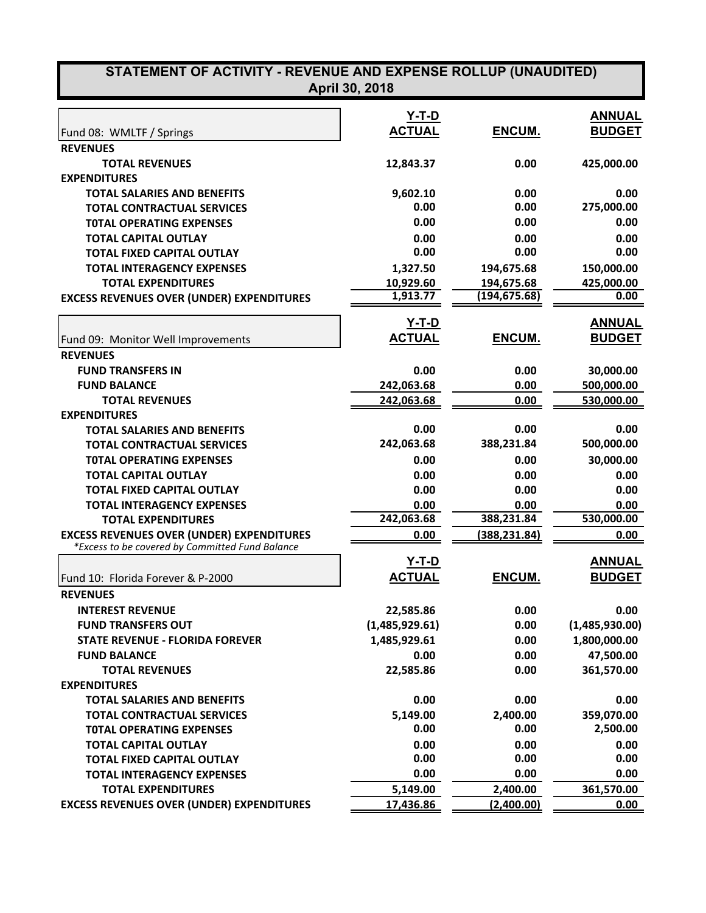# STATEMENT OF ACTIVITY - REVENUE AND EXPENSE ROLLUP (UNAUDITED)
## April 30, 2018

| Fund 08: WMLTF / Springs | Y-T-D ACTUAL | ENCUM. | ANNUAL BUDGET |
|---|---|---|---|
| **REVENUES** | | | |
| **TOTAL REVENUES** | 12,843.37 | 0.00 | 425,000.00 |
| **EXPENDITURES** | | | |
| **TOTAL SALARIES AND BENEFITS** | 9,602.10 | 0.00 | 0.00 |
| **TOTAL CONTRACTUAL SERVICES** | 0.00 | 0.00 | 275,000.00 |
| **T0TAL OPERATING EXPENSES** | 0.00 | 0.00 | 0.00 |
| **TOTAL CAPITAL OUTLAY** | 0.00 | 0.00 | 0.00 |
| **TOTAL FIXED CAPITAL OUTLAY** | 0.00 | 0.00 | 0.00 |
| **TOTAL INTERAGENCY EXPENSES** | 1,327.50 | 194,675.68 | 150,000.00 |
| **TOTAL EXPENDITURES** | 10,929.60 | 194,675.68 | 425,000.00 |
| **EXCESS REVENUES OVER (UNDER) EXPENDITURES** | 1,913.77 | (194,675.68) | 0.00 |

| Fund 09: Monitor Well Improvements | Y-T-D ACTUAL | ENCUM. | ANNUAL BUDGET |
|---|---|---|---|
| **REVENUES** | | | |
| **FUND TRANSFERS IN** | 0.00 | 0.00 | 30,000.00 |
| **FUND BALANCE** | 242,063.68 | 0.00 | 500,000.00 |
| **TOTAL REVENUES** | 242,063.68 | 0.00 | 530,000.00 |
| **EXPENDITURES** | | | |
| **TOTAL SALARIES AND BENEFITS** | 0.00 | 0.00 | 0.00 |
| **TOTAL CONTRACTUAL SERVICES** | 242,063.68 | 388,231.84 | 500,000.00 |
| **T0TAL OPERATING EXPENSES** | 0.00 | 0.00 | 30,000.00 |
| **TOTAL CAPITAL OUTLAY** | 0.00 | 0.00 | 0.00 |
| **TOTAL FIXED CAPITAL OUTLAY** | 0.00 | 0.00 | 0.00 |
| **TOTAL INTERAGENCY EXPENSES** | 0.00 | 0.00 | 0.00 |
| **TOTAL EXPENDITURES** | 242,063.68 | 388,231.84 | 530,000.00 |
| **EXCESS REVENUES OVER (UNDER) EXPENDITURES** | 0.00 | (388,231.84) | 0.00 |

*\*Excess to be covered by Committed Fund Balance*

| Fund 10: Florida Forever & P-2000 | Y-T-D ACTUAL | ENCUM. | ANNUAL BUDGET |
|---|---|---|---|
| **REVENUES** | | | |
| **INTEREST REVENUE** | 22,585.86 | 0.00 | 0.00 |
| **FUND TRANSFERS OUT** | (1,485,929.61) | 0.00 | (1,485,930.00) |
| **STATE REVENUE - FLORIDA FOREVER** | 1,485,929.61 | 0.00 | 1,800,000.00 |
| **FUND BALANCE** | 0.00 | 0.00 | 47,500.00 |
| **TOTAL REVENUES** | 22,585.86 | 0.00 | 361,570.00 |
| **EXPENDITURES** | | | |
| **TOTAL SALARIES AND BENEFITS** | 0.00 | 0.00 | 0.00 |
| **TOTAL CONTRACTUAL SERVICES** | 5,149.00 | 2,400.00 | 359,070.00 |
| **T0TAL OPERATING EXPENSES** | 0.00 | 0.00 | 2,500.00 |
| **TOTAL CAPITAL OUTLAY** | 0.00 | 0.00 | 0.00 |
| **TOTAL FIXED CAPITAL OUTLAY** | 0.00 | 0.00 | 0.00 |
| **TOTAL INTERAGENCY EXPENSES** | 0.00 | 0.00 | 0.00 |
| **TOTAL EXPENDITURES** | 5,149.00 | 2,400.00 | 361,570.00 |
| **EXCESS REVENUES OVER (UNDER) EXPENDITURES** | 17,436.86 | (2,400.00) | 0.00 |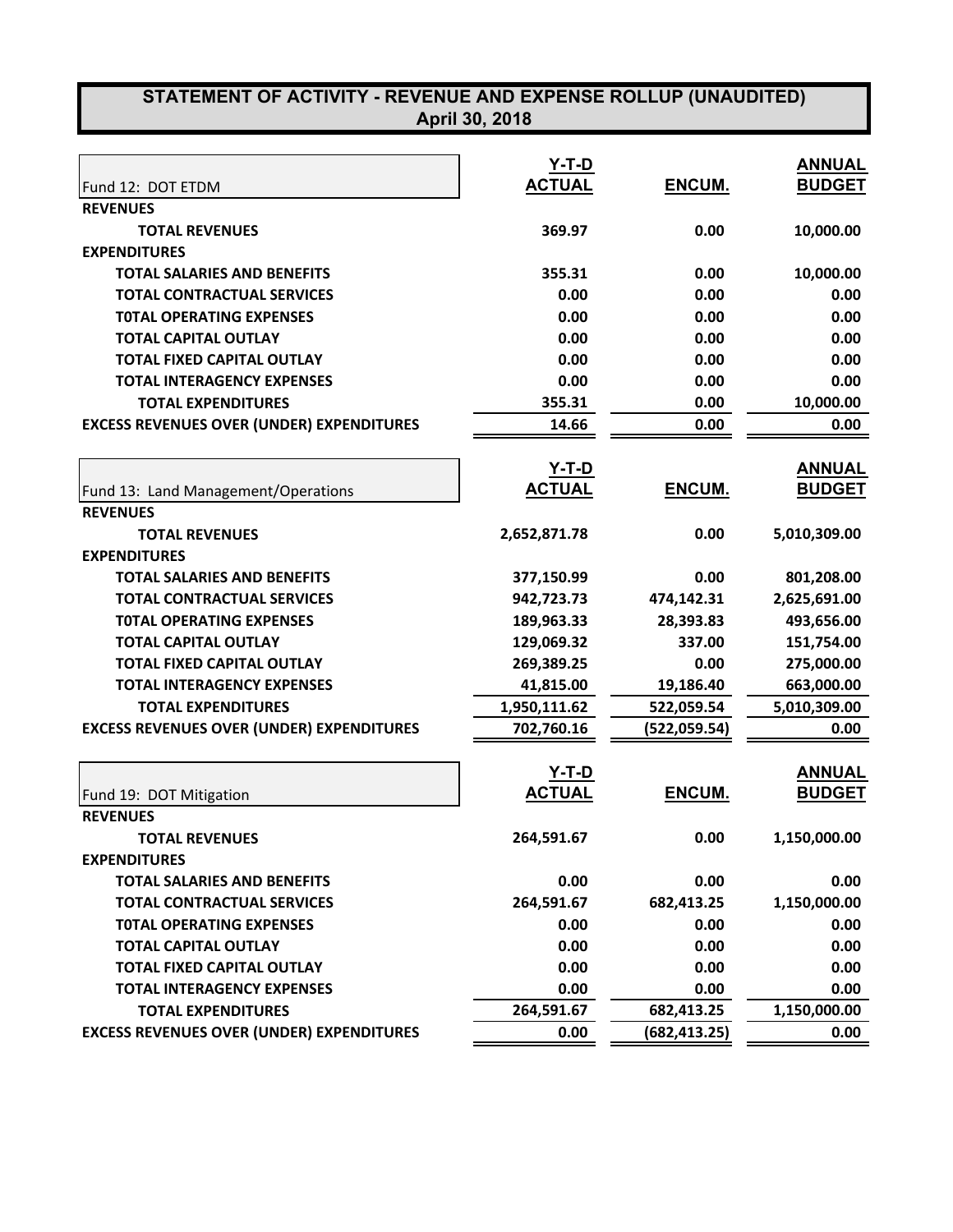# STATEMENT OF ACTIVITY - REVENUE AND EXPENSE ROLLUP (UNAUDITED)
## April 30, 2018

| Fund 12: DOT ETDM | Y-T-D ACTUAL | ENCUM. | ANNUAL BUDGET |
|---|---|---|---|
| **REVENUES** | | | |
| **TOTAL REVENUES** | 369.97 | 0.00 | 10,000.00 |
| **EXPENDITURES** | | | |
| **TOTAL SALARIES AND BENEFITS** | 355.31 | 0.00 | 10,000.00 |
| **TOTAL CONTRACTUAL SERVICES** | 0.00 | 0.00 | 0.00 |
| **T0TAL OPERATING EXPENSES** | 0.00 | 0.00 | 0.00 |
| **TOTAL CAPITAL OUTLAY** | 0.00 | 0.00 | 0.00 |
| **TOTAL FIXED CAPITAL OUTLAY** | 0.00 | 0.00 | 0.00 |
| **TOTAL INTERAGENCY EXPENSES** | 0.00 | 0.00 | 0.00 |
| **TOTAL EXPENDITURES** | 355.31 | 0.00 | 10,000.00 |
| **EXCESS REVENUES OVER (UNDER) EXPENDITURES** | 14.66 | 0.00 | 0.00 |

| Fund 13: Land Management/Operations | Y-T-D ACTUAL | ENCUM. | ANNUAL BUDGET |
|---|---|---|---|
| **REVENUES** | | | |
| **TOTAL REVENUES** | 2,652,871.78 | 0.00 | 5,010,309.00 |
| **EXPENDITURES** | | | |
| **TOTAL SALARIES AND BENEFITS** | 377,150.99 | 0.00 | 801,208.00 |
| **TOTAL CONTRACTUAL SERVICES** | 942,723.73 | 474,142.31 | 2,625,691.00 |
| **T0TAL OPERATING EXPENSES** | 189,963.33 | 28,393.83 | 493,656.00 |
| **TOTAL CAPITAL OUTLAY** | 129,069.32 | 337.00 | 151,754.00 |
| **TOTAL FIXED CAPITAL OUTLAY** | 269,389.25 | 0.00 | 275,000.00 |
| **TOTAL INTERAGENCY EXPENSES** | 41,815.00 | 19,186.40 | 663,000.00 |
| **TOTAL EXPENDITURES** | 1,950,111.62 | 522,059.54 | 5,010,309.00 |
| **EXCESS REVENUES OVER (UNDER) EXPENDITURES** | 702,760.16 | (522,059.54) | 0.00 |

| Fund 19: DOT Mitigation | Y-T-D ACTUAL | ENCUM. | ANNUAL BUDGET |
|---|---|---|---|
| **REVENUES** | | | |
| **TOTAL REVENUES** | 264,591.67 | 0.00 | 1,150,000.00 |
| **EXPENDITURES** | | | |
| **TOTAL SALARIES AND BENEFITS** | 0.00 | 0.00 | 0.00 |
| **TOTAL CONTRACTUAL SERVICES** | 264,591.67 | 682,413.25 | 1,150,000.00 |
| **T0TAL OPERATING EXPENSES** | 0.00 | 0.00 | 0.00 |
| **TOTAL CAPITAL OUTLAY** | 0.00 | 0.00 | 0.00 |
| **TOTAL FIXED CAPITAL OUTLAY** | 0.00 | 0.00 | 0.00 |
| **TOTAL INTERAGENCY EXPENSES** | 0.00 | 0.00 | 0.00 |
| **TOTAL EXPENDITURES** | 264,591.67 | 682,413.25 | 1,150,000.00 |
| **EXCESS REVENUES OVER (UNDER) EXPENDITURES** | 0.00 | (682,413.25) | 0.00 |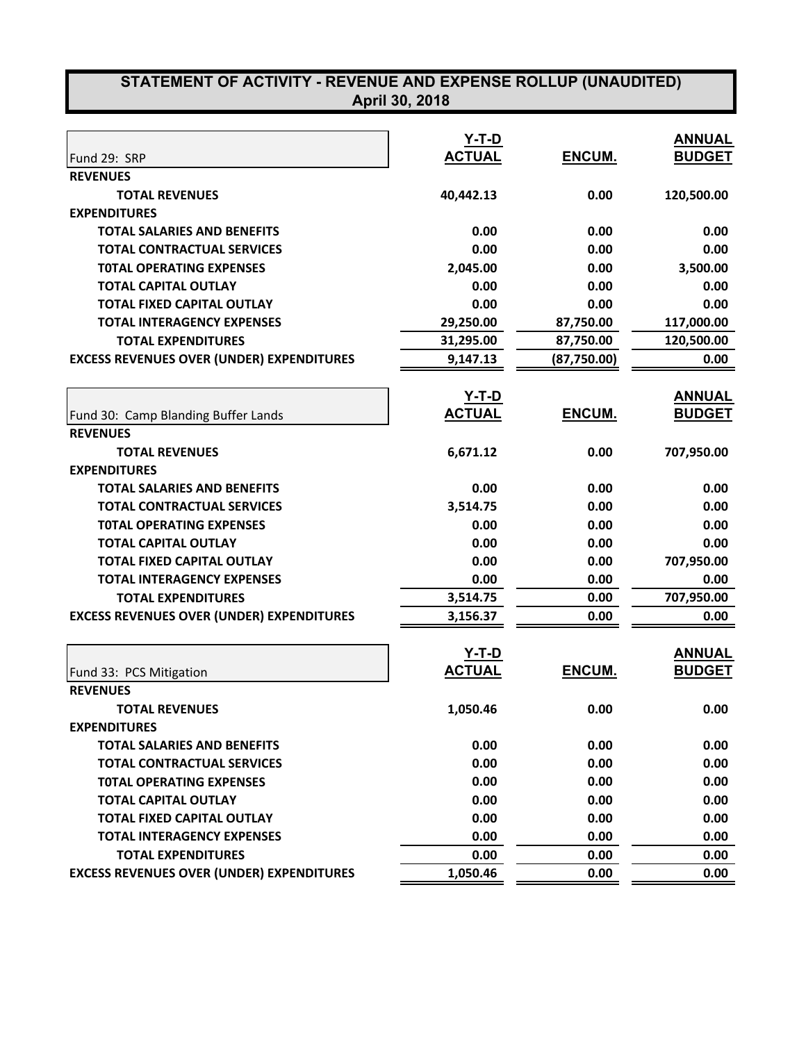# STATEMENT OF ACTIVITY - REVENUE AND EXPENSE ROLLUP (UNAUDITED)
## April 30, 2018

| Fund 29: SRP | Y-T-D ACTUAL | ENCUM. | ANNUAL BUDGET |
|---|---|---|---|
| **REVENUES** | | | |
| **TOTAL REVENUES** | 40,442.13 | 0.00 | 120,500.00 |
| **EXPENDITURES** | | | |
| **TOTAL SALARIES AND BENEFITS** | 0.00 | 0.00 | 0.00 |
| **TOTAL CONTRACTUAL SERVICES** | 0.00 | 0.00 | 0.00 |
| **T0TAL OPERATING EXPENSES** | 2,045.00 | 0.00 | 3,500.00 |
| **TOTAL CAPITAL OUTLAY** | 0.00 | 0.00 | 0.00 |
| **TOTAL FIXED CAPITAL OUTLAY** | 0.00 | 0.00 | 0.00 |
| **TOTAL INTERAGENCY EXPENSES** | 29,250.00 | 87,750.00 | 117,000.00 |
| **TOTAL EXPENDITURES** | 31,295.00 | 87,750.00 | 120,500.00 |
| **EXCESS REVENUES OVER (UNDER) EXPENDITURES** | 9,147.13 | (87,750.00) | 0.00 |

| Fund 30: Camp Blanding Buffer Lands | Y-T-D ACTUAL | ENCUM. | ANNUAL BUDGET |
|---|---|---|---|
| **REVENUES** | | | |
| **TOTAL REVENUES** | 6,671.12 | 0.00 | 707,950.00 |
| **EXPENDITURES** | | | |
| **TOTAL SALARIES AND BENEFITS** | 0.00 | 0.00 | 0.00 |
| **TOTAL CONTRACTUAL SERVICES** | 3,514.75 | 0.00 | 0.00 |
| **T0TAL OPERATING EXPENSES** | 0.00 | 0.00 | 0.00 |
| **TOTAL CAPITAL OUTLAY** | 0.00 | 0.00 | 0.00 |
| **TOTAL FIXED CAPITAL OUTLAY** | 0.00 | 0.00 | 707,950.00 |
| **TOTAL INTERAGENCY EXPENSES** | 0.00 | 0.00 | 0.00 |
| **TOTAL EXPENDITURES** | 3,514.75 | 0.00 | 707,950.00 |
| **EXCESS REVENUES OVER (UNDER) EXPENDITURES** | 3,156.37 | 0.00 | 0.00 |

| Fund 33: PCS Mitigation | Y-T-D ACTUAL | ENCUM. | ANNUAL BUDGET |
|---|---|---|---|
| **REVENUES** | | | |
| **TOTAL REVENUES** | 1,050.46 | 0.00 | 0.00 |
| **EXPENDITURES** | | | |
| **TOTAL SALARIES AND BENEFITS** | 0.00 | 0.00 | 0.00 |
| **TOTAL CONTRACTUAL SERVICES** | 0.00 | 0.00 | 0.00 |
| **T0TAL OPERATING EXPENSES** | 0.00 | 0.00 | 0.00 |
| **TOTAL CAPITAL OUTLAY** | 0.00 | 0.00 | 0.00 |
| **TOTAL FIXED CAPITAL OUTLAY** | 0.00 | 0.00 | 0.00 |
| **TOTAL INTERAGENCY EXPENSES** | 0.00 | 0.00 | 0.00 |
| **TOTAL EXPENDITURES** | 0.00 | 0.00 | 0.00 |
| **EXCESS REVENUES OVER (UNDER) EXPENDITURES** | 1,050.46 | 0.00 | 0.00 |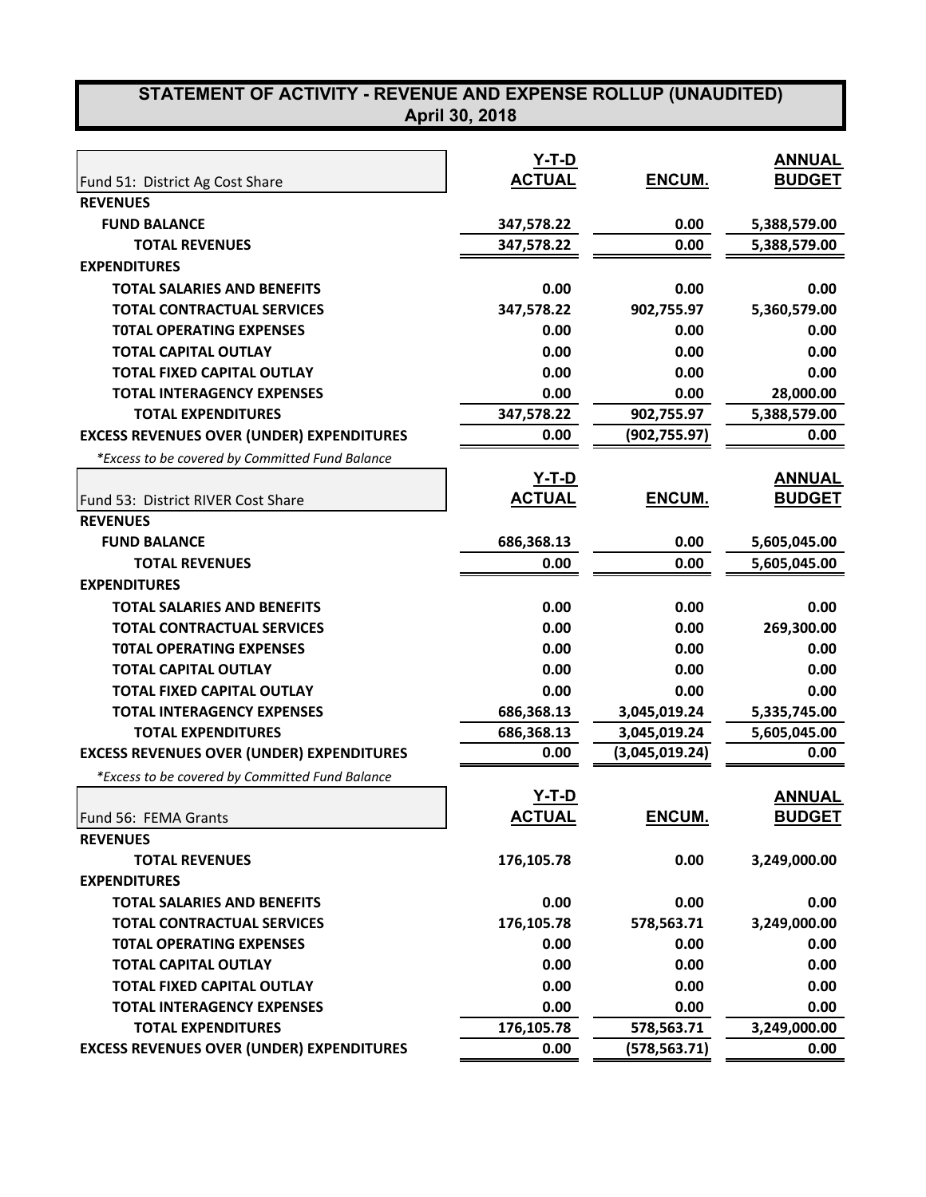# STATEMENT OF ACTIVITY - REVENUE AND EXPENSE ROLLUP (UNAUDITED)
## April 30, 2018

| Fund 51: District Ag Cost Share | Y-T-D ACTUAL | ENCUM. | ANNUAL BUDGET |
|---|---|---|---|
| **REVENUES** | | | |
| **FUND BALANCE** | 347,578.22 | 0.00 | 5,388,579.00 |
| **TOTAL REVENUES** | 347,578.22 | 0.00 | 5,388,579.00 |
| **EXPENDITURES** | | | |
| **TOTAL SALARIES AND BENEFITS** | 0.00 | 0.00 | 0.00 |
| **TOTAL CONTRACTUAL SERVICES** | 347,578.22 | 902,755.97 | 5,360,579.00 |
| **T0TAL OPERATING EXPENSES** | 0.00 | 0.00 | 0.00 |
| **TOTAL CAPITAL OUTLAY** | 0.00 | 0.00 | 0.00 |
| **TOTAL FIXED CAPITAL OUTLAY** | 0.00 | 0.00 | 0.00 |
| **TOTAL INTERAGENCY EXPENSES** | 0.00 | 0.00 | 28,000.00 |
| **TOTAL EXPENDITURES** | 347,578.22 | 902,755.97 | 5,388,579.00 |
| **EXCESS REVENUES OVER (UNDER) EXPENDITURES** | 0.00 | (902,755.97) | 0.00 |

*\*Excess to be covered by Committed Fund Balance*

| Fund 53: District RIVER Cost Share | Y-T-D ACTUAL | ENCUM. | ANNUAL BUDGET |
|---|---|---|---|
| **REVENUES** | | | |
| **FUND BALANCE** | 686,368.13 | 0.00 | 5,605,045.00 |
| **TOTAL REVENUES** | 0.00 | 0.00 | 5,605,045.00 |
| **EXPENDITURES** | | | |
| **TOTAL SALARIES AND BENEFITS** | 0.00 | 0.00 | 0.00 |
| **TOTAL CONTRACTUAL SERVICES** | 0.00 | 0.00 | 269,300.00 |
| **T0TAL OPERATING EXPENSES** | 0.00 | 0.00 | 0.00 |
| **TOTAL CAPITAL OUTLAY** | 0.00 | 0.00 | 0.00 |
| **TOTAL FIXED CAPITAL OUTLAY** | 0.00 | 0.00 | 0.00 |
| **TOTAL INTERAGENCY EXPENSES** | 686,368.13 | 3,045,019.24 | 5,335,745.00 |
| **TOTAL EXPENDITURES** | 686,368.13 | 3,045,019.24 | 5,605,045.00 |
| **EXCESS REVENUES OVER (UNDER) EXPENDITURES** | 0.00 | (3,045,019.24) | 0.00 |

*\*Excess to be covered by Committed Fund Balance*

| Fund 56: FEMA Grants | Y-T-D ACTUAL | ENCUM. | ANNUAL BUDGET |
|---|---|---|---|
| **REVENUES** | | | |
| **TOTAL REVENUES** | 176,105.78 | 0.00 | 3,249,000.00 |
| **EXPENDITURES** | | | |
| **TOTAL SALARIES AND BENEFITS** | 0.00 | 0.00 | 0.00 |
| **TOTAL CONTRACTUAL SERVICES** | 176,105.78 | 578,563.71 | 3,249,000.00 |
| **T0TAL OPERATING EXPENSES** | 0.00 | 0.00 | 0.00 |
| **TOTAL CAPITAL OUTLAY** | 0.00 | 0.00 | 0.00 |
| **TOTAL FIXED CAPITAL OUTLAY** | 0.00 | 0.00 | 0.00 |
| **TOTAL INTERAGENCY EXPENSES** | 0.00 | 0.00 | 0.00 |
| **TOTAL EXPENDITURES** | 176,105.78 | 578,563.71 | 3,249,000.00 |
| **EXCESS REVENUES OVER (UNDER) EXPENDITURES** | 0.00 | (578,563.71) | 0.00 |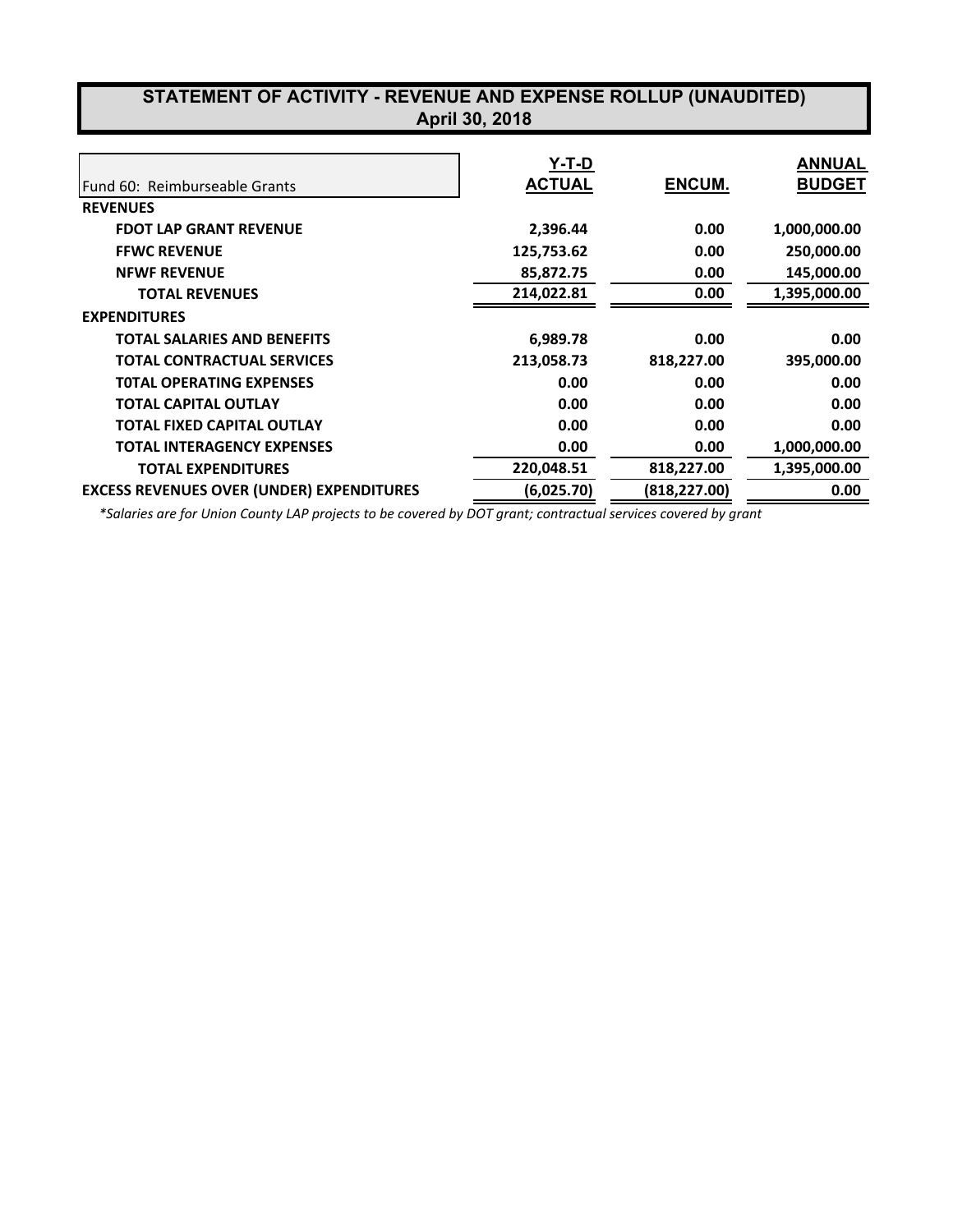# STATEMENT OF ACTIVITY - REVENUE AND EXPENSE ROLLUP (UNAUDITED)
## April 30, 2018

| Fund 60: Reimburseable Grants | Y-T-D ACTUAL | ENCUM. | ANNUAL BUDGET |
|---|---|---|---|
| **REVENUES** | | | |
| **FDOT LAP GRANT REVENUE** | **2,396.44** | **0.00** | **1,000,000.00** |
| **FFWC REVENUE** | **125,753.62** | **0.00** | **250,000.00** |
| **NFWF REVENUE** | **85,872.75** | **0.00** | **145,000.00** |
| **TOTAL REVENUES** | **214,022.81** | **0.00** | **1,395,000.00** |
| **EXPENDITURES** | | | |
| **TOTAL SALARIES AND BENEFITS** | **6,989.78** | **0.00** | **0.00** |
| **TOTAL CONTRACTUAL SERVICES** | **213,058.73** | **818,227.00** | **395,000.00** |
| **TOTAL OPERATING EXPENSES** | **0.00** | **0.00** | **0.00** |
| **TOTAL CAPITAL OUTLAY** | **0.00** | **0.00** | **0.00** |
| **TOTAL FIXED CAPITAL OUTLAY** | **0.00** | **0.00** | **0.00** |
| **TOTAL INTERAGENCY EXPENSES** | **0.00** | **0.00** | **1,000,000.00** |
| **TOTAL EXPENDITURES** | **220,048.51** | **818,227.00** | **1,395,000.00** |
| **EXCESS REVENUES OVER (UNDER) EXPENDITURES** | **(6,025.70)** | **(818,227.00)** | **0.00** |

*\*Salaries are for Union County LAP projects to be covered by DOT grant; contractual services covered by grant*